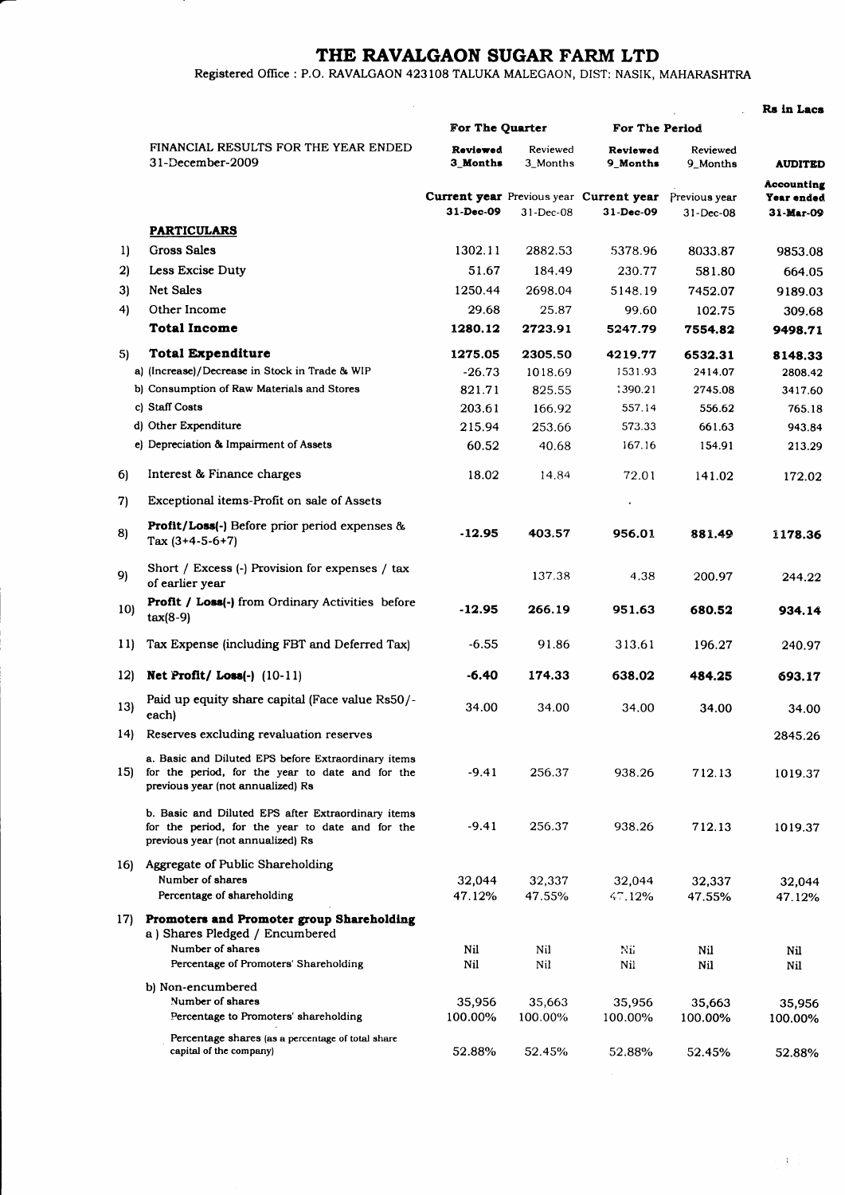# THE RAVALGAON SUGAR FARM LTD

Registered Office : P.O. RAVALGAON 423108 TALUKA MALEGAON, DIST: NASIK, MAHARASHTRA

Rs in Lacs

| | FINANCIAL RESULTS FOR THE YEAR ENDED 31-December-2009 | For The Quarter | | For The Period | | |
|---|---|---|---|---|---|---|
| | | **Reviewed 3_Months** | Reviewed 3_Months | **Reviewed 9_Months** | Reviewed 9_Months | **AUDITED** |
| | | **Current year 31-Dec-09** | Previous year 31-Dec-08 | **Current year 31-Dec-09** | Previous year 31-Dec-08 | **Accounting Year ended 31-Mar-09** |
| | **PARTICULARS** | | | | | |
| 1) | Gross Sales | 1302.11 | 2882.53 | 5378.96 | 8033.87 | 9853.08 |
| 2) | Less Excise Duty | 51.67 | 184.49 | 230.77 | 581.80 | 664.05 |
| 3) | Net Sales | 1250.44 | 2698.04 | 5148.19 | 7452.07 | 9189.03 |
| 4) | Other Income | 29.68 | 25.87 | 99.60 | 102.75 | 309.68 |
| | **Total Income** | **1280.12** | **2723.91** | **5247.79** | **7554.82** | **9498.71** |
| 5) | **Total Expenditure** | **1275.05** | **2305.50** | **4219.77** | **6532.31** | **8148.33** |
| | a) (Increase)/Decrease in Stock in Trade & WIP | -26.73 | 1018.69 | 1531.93 | 2414.07 | 2808.42 |
| | b) Consumption of Raw Materials and Stores | 821.71 | 825.55 | 1390.21 | 2745.08 | 3417.60 |
| | c) Staff Costs | 203.61 | 166.92 | 557.14 | 556.62 | 765.18 |
| | d) Other Expenditure | 215.94 | 253.66 | 573.33 | 661.63 | 943.84 |
| | e) Depreciation & Impairment of Assets | 60.52 | 40.68 | 167.16 | 154.91 | 213.29 |
| 6) | Interest & Finance charges | 18.02 | 14.84 | 72.01 | 141.02 | 172.02 |
| 7) | Exceptional items-Profit on sale of Assets | | | | | |
| 8) | **Profit/Loss(-)** Before prior period expenses & Tax (3+4-5-6+7) | **-12.95** | **403.57** | **956.01** | **881.49** | **1178.36** |
| 9) | Short / Excess (-) Provision for expenses / tax of earlier year | | 137.38 | 4.38 | 200.97 | 244.22 |
| 10) | **Profit / Loss(-)** from Ordinary Activities before tax(8-9) | **-12.95** | **266.19** | **951.63** | **680.52** | **934.14** |
| 11) | Tax Expense (including FBT and Deferred Tax) | -6.55 | 91.86 | 313.61 | 196.27 | 240.97 |
| 12) | **Net Profit/ Loss(-)** (10-11) | **-6.40** | **174.33** | **638.02** | **484.25** | **693.17** |
| 13) | Paid up equity share capital (Face value Rs50/- each) | 34.00 | 34.00 | 34.00 | 34.00 | 34.00 |
| 14) | Reserves excluding revaluation reserves | | | | | 2845.26 |
| 15) | a. Basic and Diluted EPS before Extraordinary items for the period, for the year to date and for the previous year (not annualized) Rs | -9.41 | 256.37 | 938.26 | 712.13 | 1019.37 |
| | b. Basic and Diluted EPS after Extraordinary items for the period, for the year to date and for the previous year (not annualized) Rs | -9.41 | 256.37 | 938.26 | 712.13 | 1019.37 |
| 16) | Aggregate of Public Shareholding | | | | | |
| | Number of shares | 32,044 | 32,337 | 32,044 | 32,337 | 32,044 |
| | Percentage of shareholding | 47.12% | 47.55% | 47.12% | 47.55% | 47.12% |
| 17) | **Promoters and Promoter group Shareholding** | | | | | |
| | a ) Shares Pledged / Encumbered | | | | | |
| | Number of shares | Nil | Nil | Nil | Nil | Nil |
| | Percentage of Promoters' Shareholding | Nil | Nil | Nil | Nil | Nil |
| | b) Non-encumbered | | | | | |
| | Number of shares | 35,956 | 35,663 | 35,956 | 35,663 | 35,956 |
| | Percentage to Promoters' shareholding | 100.00% | 100.00% | 100.00% | 100.00% | 100.00% |
| | Percentage shares (as a percentage of total share capital of the company) | 52.88% | 52.45% | 52.88% | 52.45% | 52.88% |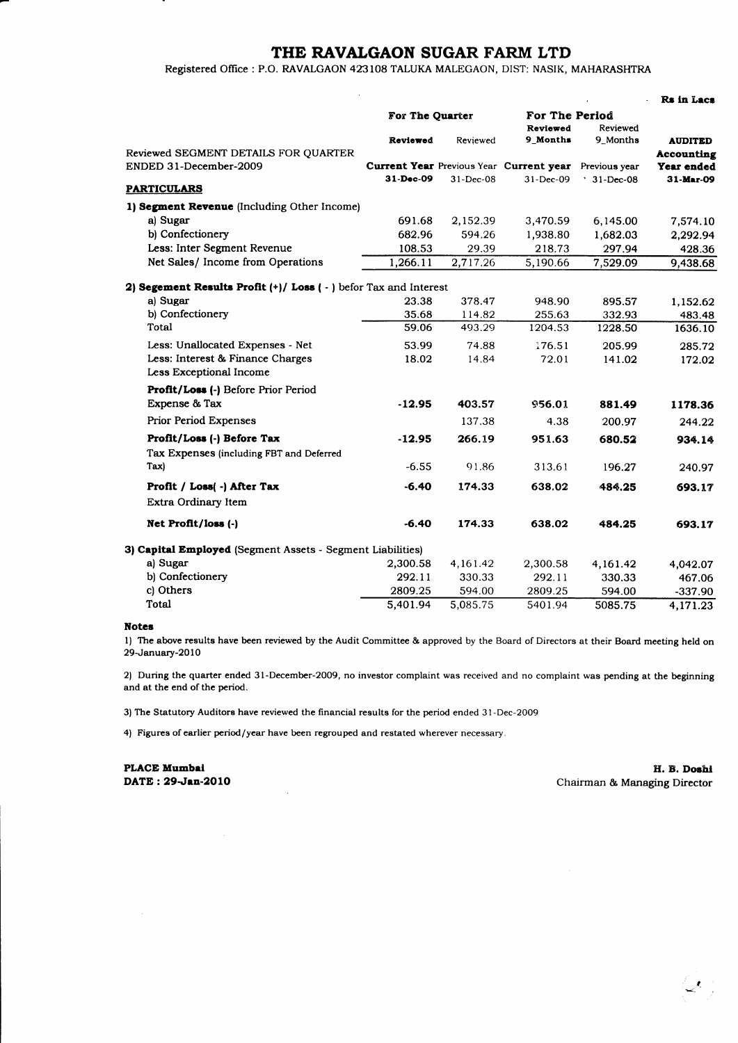# THE RAVALGAON SUGAR FARM LTD

Registered Office : P.O. RAVALGAON 423108 TALUKA MALEGAON, DIST: NASIK, MAHARASHTRA

Rs in Lacs

| Reviewed SEGMENT DETAILS FOR QUARTER ENDED 31-December-2009 | For The Quarter | | For The Period | | |
|---|---|---|---|---|---|
| | **Reviewed** | Reviewed | **Reviewed 9_Months** | Reviewed 9_Months | **AUDITED Accounting Year ended** |
| | **Current Year** | Previous Year | **Current year** | Previous year | |
| **PARTICULARS** | **31-Dec-09** | 31-Dec-08 | 31-Dec-09 | 31-Dec-08 | **31-Mar-09** |
| **1) Segment Revenue** (Including Other Income) | | | | | |
| a) Sugar | 691.68 | 2,152.39 | 3,470.59 | 6,145.00 | 7,574.10 |
| b) Confectionery | 682.96 | 594.26 | 1,938.80 | 1,682.03 | 2,292.94 |
| Less: Inter Segment Revenue | 108.53 | 29.39 | 218.73 | 297.94 | 428.36 |
| Net Sales/ Income from Operations | 1,266.11 | 2,717.26 | 5,190.66 | 7,529.09 | 9,438.68 |
| **2) Segement Results Profit (+)/ Loss ( - )** befor Tax and Interest | | | | | |
| a) Sugar | 23.38 | 378.47 | 948.90 | 895.57 | 1,152.62 |
| b) Confectionery | 35.68 | 114.82 | 255.63 | 332.93 | 483.48 |
| Total | 59.06 | 493.29 | 1204.53 | 1228.50 | 1636.10 |
| Less: Unallocated Expenses - Net | 53.99 | 74.88 | 176.51 | 205.99 | 285.72 |
| Less: Interest & Finance Charges | 18.02 | 14.84 | 72.01 | 141.02 | 172.02 |
| Less Exceptional Income | | | | | |
| **Profit/Loss (-)** Before Prior Period Expense & Tax | **-12.95** | **403.57** | **956.01** | **881.49** | **1178.36** |
| Prior Period Expenses | | 137.38 | 4.38 | 200.97 | 244.22 |
| **Profit/Loss (-) Before Tax** | **-12.95** | **266.19** | **951.63** | **680.52** | **934.14** |
| **Tax Expenses** (including FBT and Deferred Tax) | -6.55 | 91.86 | 313.61 | 196.27 | 240.97 |
| **Profit / Loss( -) After Tax** | **-6.40** | **174.33** | **638.02** | **484.25** | **693.17** |
| Extra Ordinary Item | | | | | |
| **Net Profit/loss (-)** | **-6.40** | **174.33** | **638.02** | **484.25** | **693.17** |
| **3) Capital Employed** (Segment Assets - Segment Liabilities) | | | | | |
| a) Sugar | 2,300.58 | 4,161.42 | 2,300.58 | 4,161.42 | 4,042.07 |
| b) Confectionery | 292.11 | 330.33 | 292.11 | 330.33 | 467.06 |
| c) Others | 2809.25 | 594.00 | 2809.25 | 594.00 | -337.90 |
| Total | 5,401.94 | 5,085.75 | 5401.94 | 5085.75 | 4,171.23 |

**Notes**

1) The above results have been reviewed by the Audit Committee & approved by the Board of Directors at their Board meeting held on 29-January-2010

2) During the quarter ended 31-December-2009, no investor complaint was received and no complaint was pending at the beginning and at the end of the period.

3) The Statutory Auditors have reviewed the financial results for the period ended 31-Dec-2009

4) Figures of earlier period/year have been regrouped and restated wherever necessary.

**PLACE Mumbai**
**DATE : 29-Jan-2010**

**H. B. Doshi**
Chairman & Managing Director